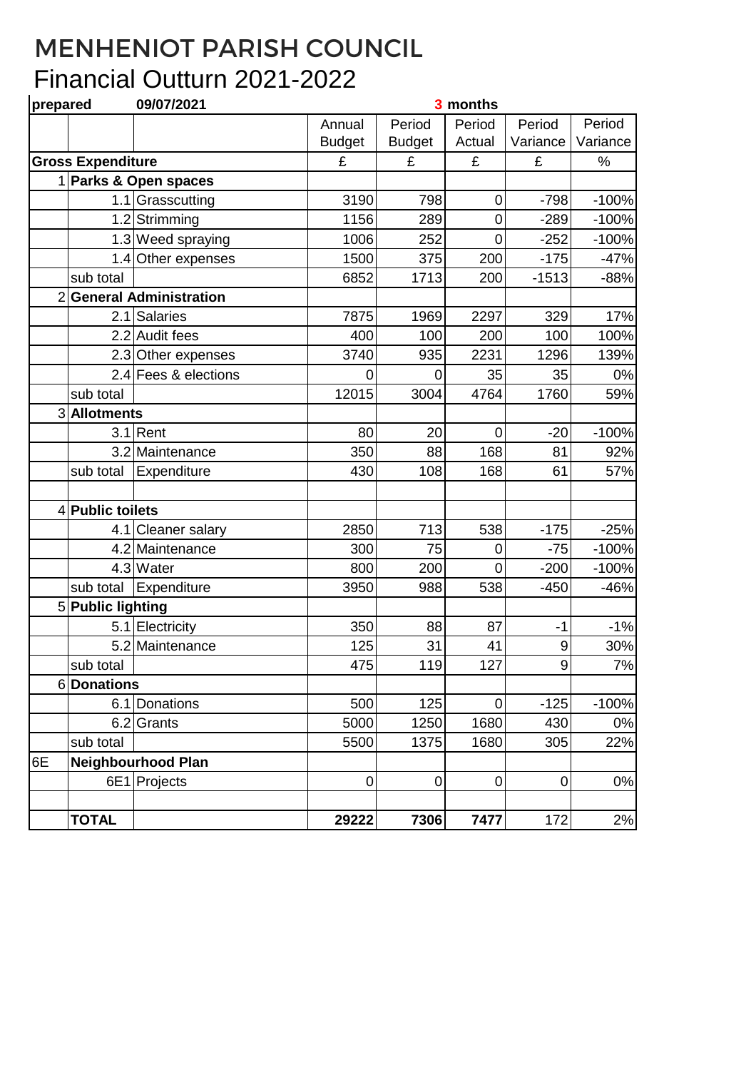# MENHENIOT PARISH COUNCIL

## Financial Outturn 2021-2022

**prepared** **09/07/2021** **3 months**

| | | | Annual Budget | Period Budget | Period Actual | Period Variance | Period Variance |
|---|---|---|---|---|---|---|---|
| **Gross Expenditure** | | | £ | £ | £ | £ | % |
| 1 | **Parks & Open spaces** | | | | | | |
| | 1.1 | Grasscutting | 3190 | 798 | 0 | -798 | -100% |
| | 1.2 | Strimming | 1156 | 289 | 0 | -289 | -100% |
| | 1.3 | Weed spraying | 1006 | 252 | 0 | -252 | -100% |
| | 1.4 | Other expenses | 1500 | 375 | 200 | -175 | -47% |
| | sub total | | 6852 | 1713 | 200 | -1513 | -88% |
| 2 | **General Administration** | | | | | | |
| | 2.1 | Salaries | 7875 | 1969 | 2297 | 329 | 17% |
| | 2.2 | Audit fees | 400 | 100 | 200 | 100 | 100% |
| | 2.3 | Other expenses | 3740 | 935 | 2231 | 1296 | 139% |
| | 2.4 | Fees & elections | 0 | 0 | 35 | 35 | 0% |
| | sub total | | 12015 | 3004 | 4764 | 1760 | 59% |
| 3 | **Allotments** | | | | | | |
| | 3.1 | Rent | 80 | 20 | 0 | -20 | -100% |
| | 3.2 | Maintenance | 350 | 88 | 168 | 81 | 92% |
| | sub total | Expenditure | 430 | 108 | 168 | 61 | 57% |
| | | | | | | | |
| 4 | **Public toilets** | | | | | | |
| | 4.1 | Cleaner salary | 2850 | 713 | 538 | -175 | -25% |
| | 4.2 | Maintenance | 300 | 75 | 0 | -75 | -100% |
| | 4.3 | Water | 800 | 200 | 0 | -200 | -100% |
| | sub total | Expenditure | 3950 | 988 | 538 | -450 | -46% |
| 5 | **Public lighting** | | | | | | |
| | 5.1 | Electricity | 350 | 88 | 87 | -1 | -1% |
| | 5.2 | Maintenance | 125 | 31 | 41 | 9 | 30% |
| | sub total | | 475 | 119 | 127 | 9 | 7% |
| 6 | **Donations** | | | | | | |
| | 6.1 | Donations | 500 | 125 | 0 | -125 | -100% |
| | 6.2 | Grants | 5000 | 1250 | 1680 | 430 | 0% |
| | sub total | | 5500 | 1375 | 1680 | 305 | 22% |
| 6E | **Neighbourhood Plan** | | | | | | |
| | 6E1 | Projects | 0 | 0 | 0 | 0 | 0% |
| | | | | | | | |
| | **TOTAL** | | **29222** | **7306** | **7477** | 172 | 2% |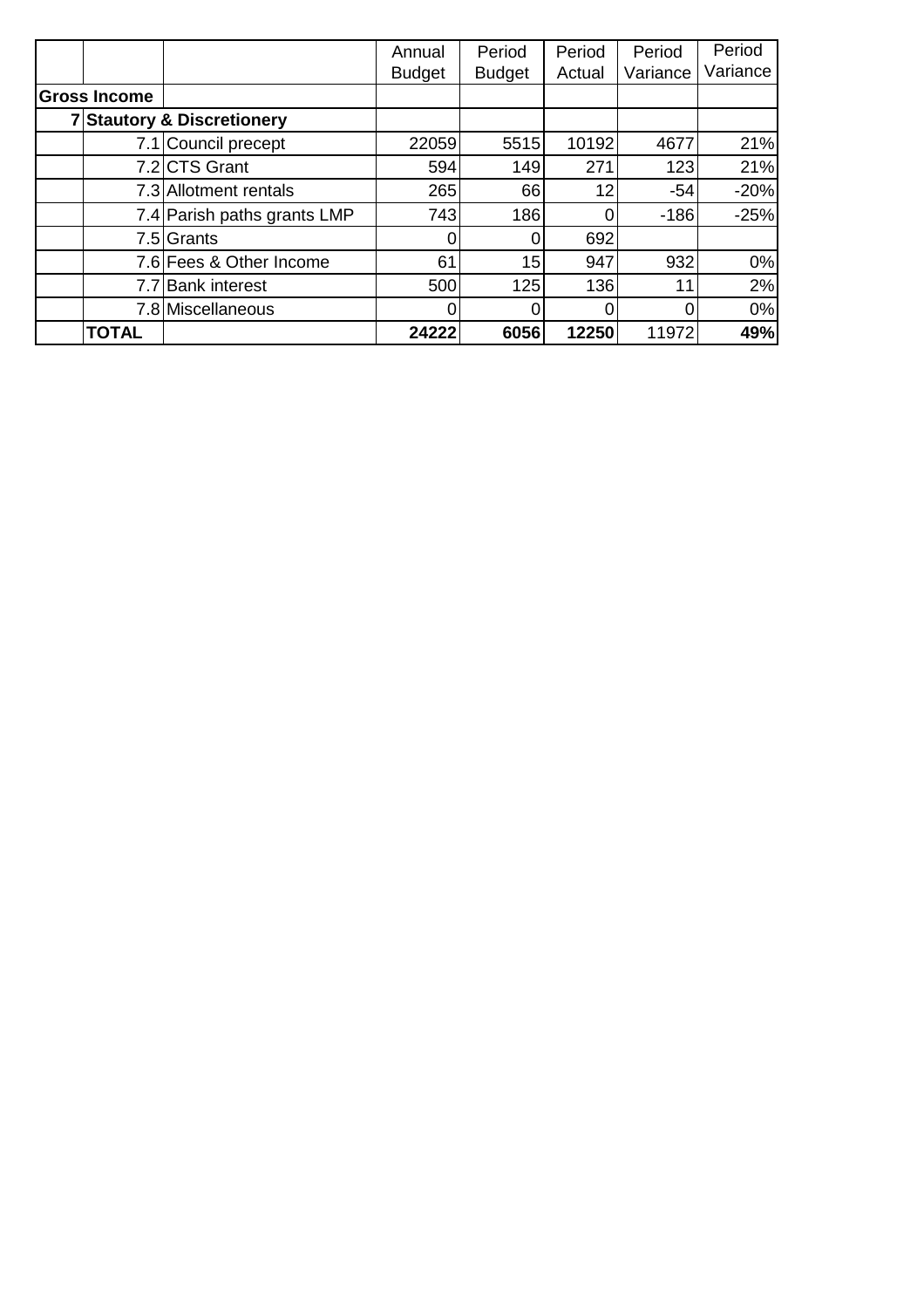| | | | Annual Budget | Period Budget | Period Actual | Period Variance | Period Variance |
|---|---|---|---|---|---|---|---|
| **Gross Income** | | | | | | | |
| **7** | **Stautory & Discretionery** | | | | | | |
| | 7.1 | Council precept | 22059 | 5515 | 10192 | 4677 | 21% |
| | 7.2 | CTS Grant | 594 | 149 | 271 | 123 | 21% |
| | 7.3 | Allotment rentals | 265 | 66 | 12 | -54 | -20% |
| | 7.4 | Parish paths grants LMP | 743 | 186 | 0 | -186 | -25% |
| | 7.5 | Grants | 0 | 0 | 692 | | |
| | 7.6 | Fees & Other Income | 61 | 15 | 947 | 932 | 0% |
| | 7.7 | Bank interest | 500 | 125 | 136 | 11 | 2% |
| | 7.8 | Miscellaneous | 0 | 0 | 0 | 0 | 0% |
| | **TOTAL** | | **24222** | **6056** | **12250** | 11972 | **49%** |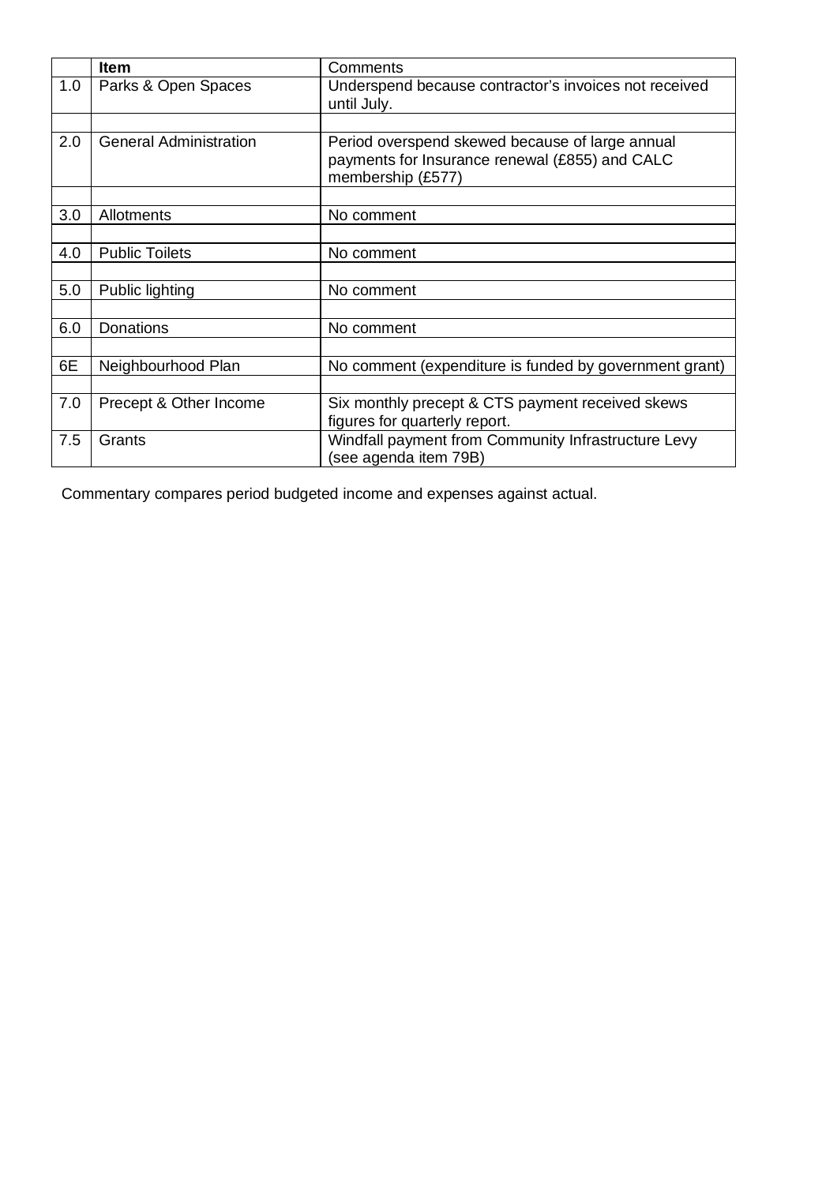| | **Item** | Comments |
|---|---|---|
| 1.0 | Parks & Open Spaces | Underspend because contractor's invoices not received until July. |
| | | |
| 2.0 | General Administration | Period overspend skewed because of large annual payments for Insurance renewal (£855) and CALC membership (£577) |
| | | |
| 3.0 | Allotments | No comment |
| | | |
| 4.0 | Public Toilets | No comment |
| | | |
| 5.0 | Public lighting | No comment |
| | | |
| 6.0 | Donations | No comment |
| | | |
| 6E | Neighbourhood Plan | No comment (expenditure is funded by government grant) |
| | | |
| 7.0 | Precept & Other Income | Six monthly precept & CTS payment received skews figures for quarterly report. |
| 7.5 | Grants | Windfall payment from Community Infrastructure Levy (see agenda item 79B) |

Commentary compares period budgeted income and expenses against actual.